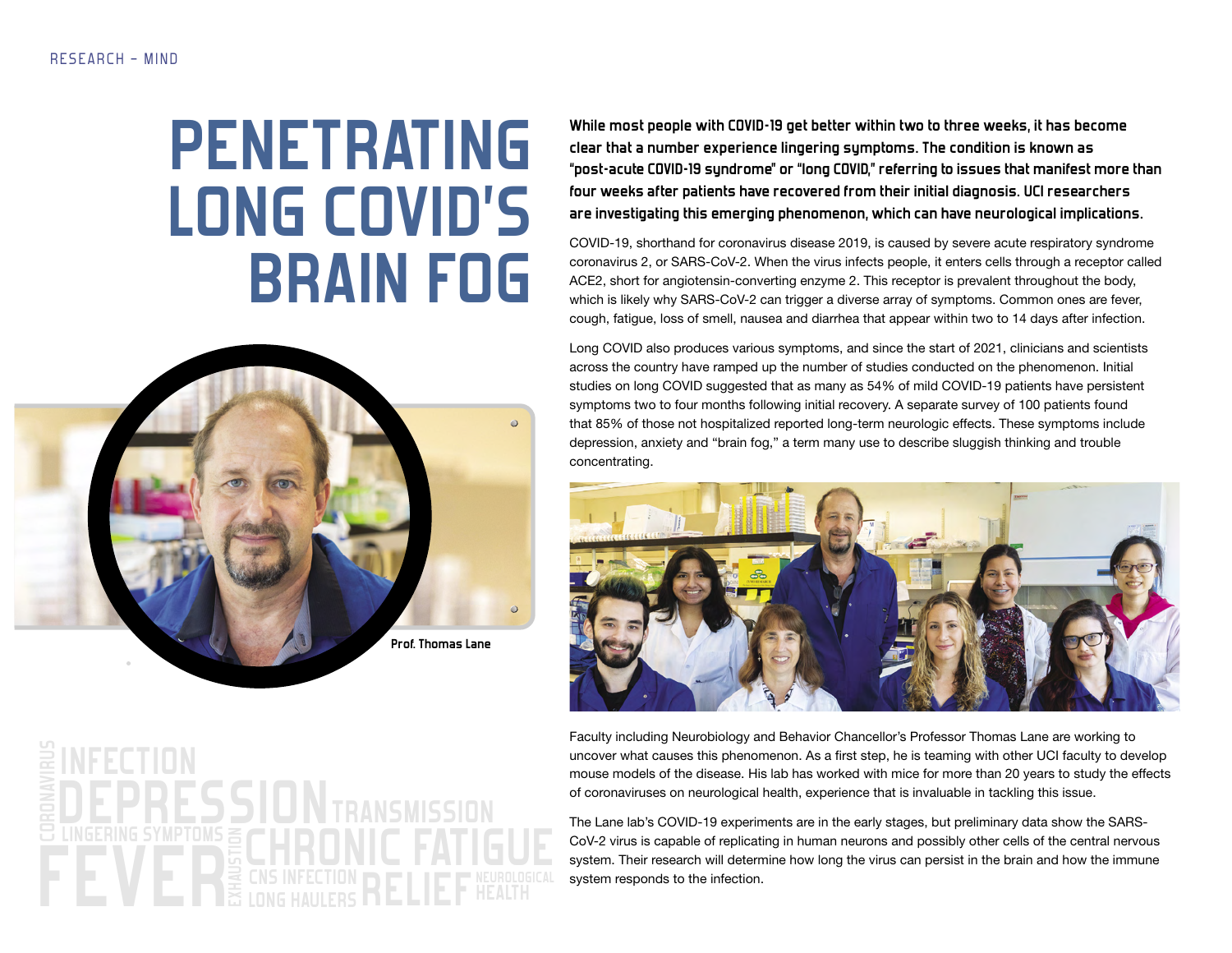RESEARCH – MIND

# PENETRATING LONG COVID'S BRAIN FOG

**While most people with COVID-19 get better within two to three weeks, it has become clear that a number experience lingering symptoms. The condition is known as "post-acute COVID-19 syndrome" or "long COVID," referring to issues that manifest more than four weeks after patients have recovered from their initial diagnosis. UCI researchers are investigating this emerging phenomenon, which can have neurological implications.**

COVID-19, shorthand for coronavirus disease 2019, is caused by severe acute respiratory syndrome coronavirus 2, or SARS-CoV-2. When the virus infects people, it enters cells through a receptor called ACE2, short for angiotensin-converting enzyme 2. This receptor is prevalent throughout the body, which is likely why SARS-CoV-2 can trigger a diverse array of symptoms. Common ones are fever, cough, fatigue, loss of smell, nausea and diarrhea that appear within two to 14 days after infection.

Long COVID also produces various symptoms, and since the start of 2021, clinicians and scientists across the country have ramped up the number of studies conducted on the phenomenon. Initial studies on long COVID suggested that as many as 54% of mild COVID-19 patients have persistent symptoms two to four months following initial recovery. A separate survey of 100 patients found that 85% of those not hospitalized reported long-term neurologic effects. These symptoms include depression, anxiety and "brain fog," a term many use to describe sluggish thinking and trouble concentrating.

Prof. Thomas Lane

Faculty including Neurobiology and Behavior Chancellor's Professor Thomas Lane are working to uncover what causes this phenomenon. As a first step, he is teaming with other UCI faculty to develop mouse models of the disease. His lab has worked with mice for more than 20 years to study the effects of coronaviruses on neurological health, experience that is invaluable in tackling this issue.

The Lane lab's COVID-19 experiments are in the early stages, but preliminary data show the SARS-CoV-2 virus is capable of replicating in human neurons and possibly other cells of the central nervous system. Their research will determine how long the virus can persist in the brain and how the immune system responds to the infection.